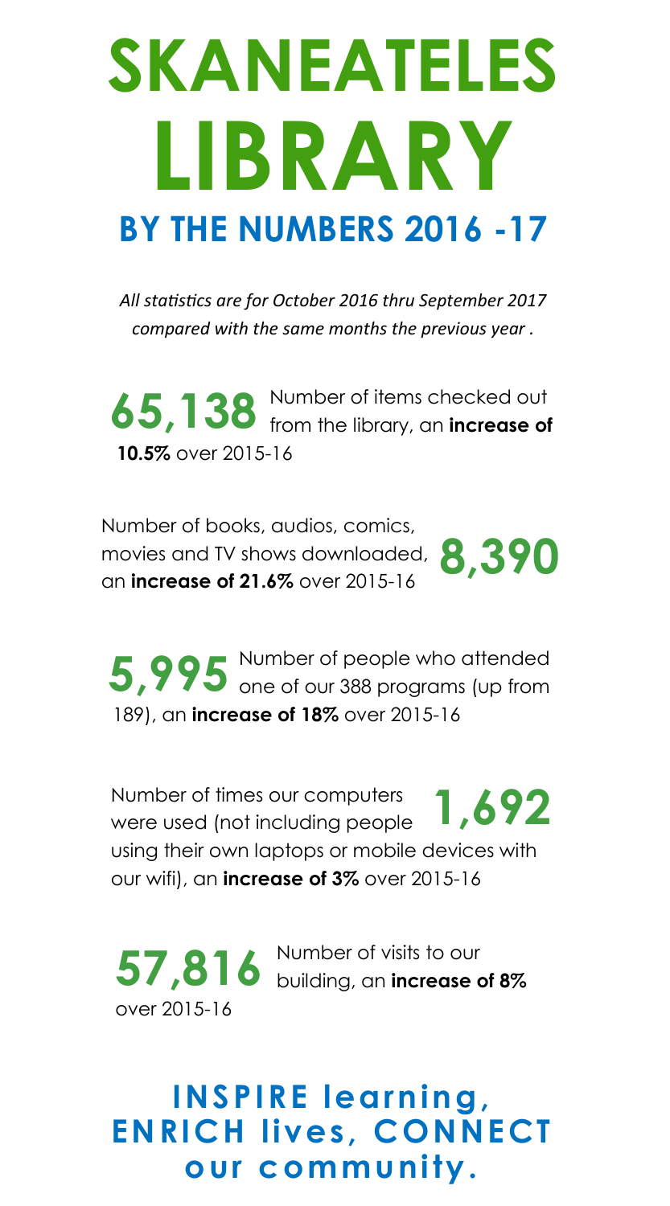# SKANEATELES LIBRARY

## BY THE NUMBERS 2016 -17

*All statistics are for October 2016 thru September 2017 compared with the same months the previous year .*

**65,138** Number of items checked out from the library, an **increase of 10.5%** over 2015-16

Number of books, audios, comics, movies and TV shows downloaded, an **increase of 21.6%** over 2015-16 **8,390**

**5,995** Number of people who attended one of our 388 programs (up from 189), an **increase of 18%** over 2015-16

Number of times our computers were used (not including people using their own laptops or mobile devices with our wifi), an **increase of 3%** over 2015-16 **1,692**

**57,816** Number of visits to our building, an **increase of 8%** over 2015-16

**INSPIRE learning, ENRICH lives, CONNECT our community.**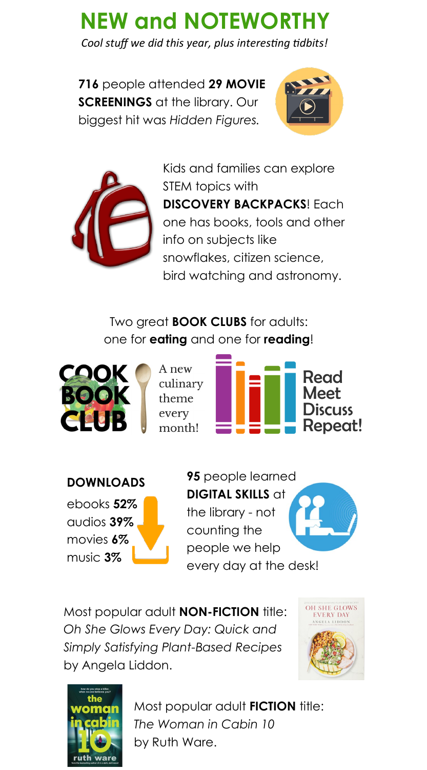# NEW and NOTEWORTHY

*Cool stuff we did this year, plus interesting tidbits!*

**716** people attended **29 MOVIE SCREENINGS** at the library. Our biggest hit was *Hidden Figures.*

Kids and families can explore STEM topics with **DISCOVERY BACKPACKS**! Each one has books, tools and other info on subjects like snowflakes, citizen science, bird watching and astronomy.

Two great **BOOK CLUBS** for adults: one for **eating** and one for **reading**!

COOK BOOK CLUB

A new culinary theme every month!

Read Meet Discuss Repeat!

**DOWNLOADS**

ebooks **52%**
audios **39%**
movies **6%**
music **3%**

**95** people learned **DIGITAL SKILLS** at the library - not counting the people we help every day at the desk!

Most popular adult **NON-FICTION** title: *Oh She Glows Every Day: Quick and Simply Satisfying Plant-Based Recipes* by Angela Liddon.

Most popular adult **FICTION** title: *The Woman in Cabin 10* by Ruth Ware.